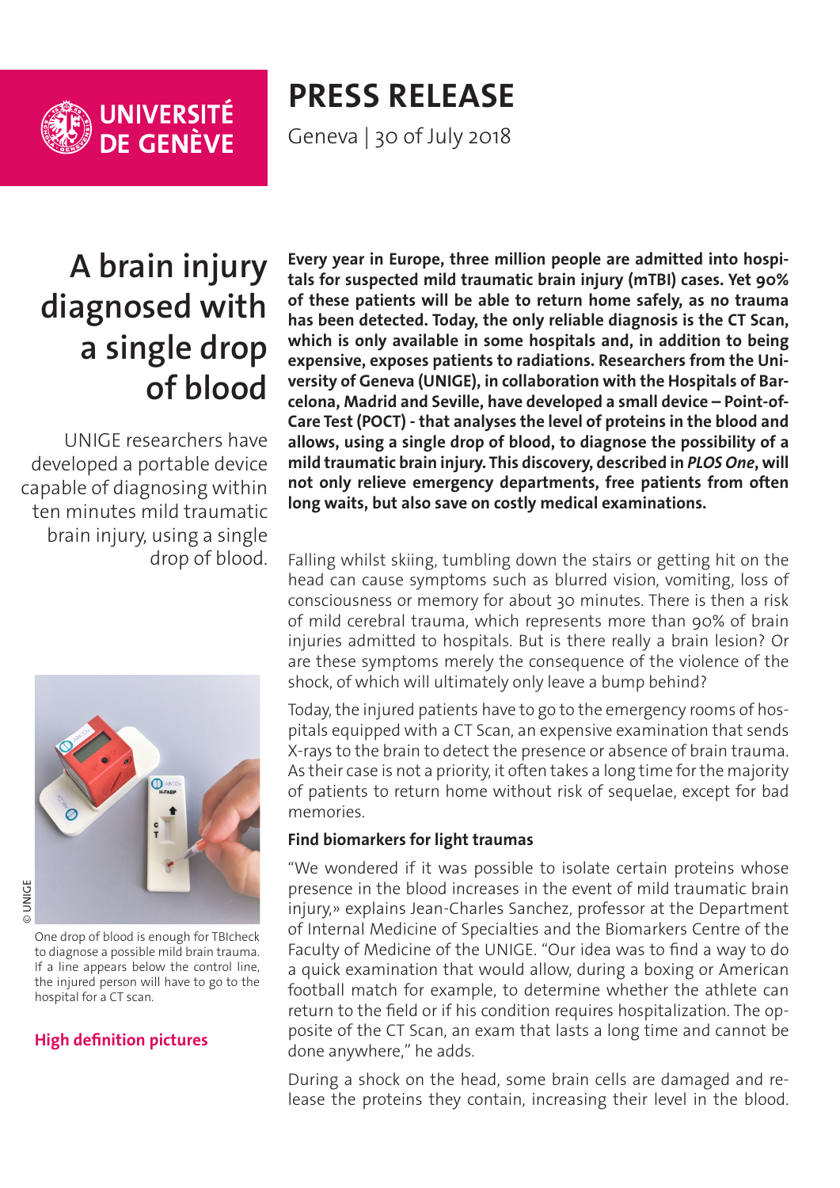UNIVERSITÉ DE GENÈVE

# PRESS RELEASE

Geneva | 30 of July 2018

## A brain injury diagnosed with a single drop of blood

UNIGE researchers have developed a portable device capable of diagnosing within ten minutes mild traumatic brain injury, using a single drop of blood.

© UNIGE

One drop of blood is enough for TBIcheck to diagnose a possible mild brain trauma. If a line appears below the control line, the injured person will have to go to the hospital for a CT scan.

**High definition pictures**

**Every year in Europe, three million people are admitted into hospitals for suspected mild traumatic brain injury (mTBI) cases. Yet 90% of these patients will be able to return home safely, as no trauma has been detected. Today, the only reliable diagnosis is the CT Scan, which is only available in some hospitals and, in addition to being expensive, exposes patients to radiations. Researchers from the University of Geneva (UNIGE), in collaboration with the Hospitals of Barcelona, Madrid and Seville, have developed a small device – Point-of-Care Test (POCT) - that analyses the level of proteins in the blood and allows, using a single drop of blood, to diagnose the possibility of a mild traumatic brain injury. This discovery, described in *PLOS One*, will not only relieve emergency departments, free patients from often long waits, but also save on costly medical examinations.**

Falling whilst skiing, tumbling down the stairs or getting hit on the head can cause symptoms such as blurred vision, vomiting, loss of consciousness or memory for about 30 minutes. There is then a risk of mild cerebral trauma, which represents more than 90% of brain injuries admitted to hospitals. But is there really a brain lesion? Or are these symptoms merely the consequence of the violence of the shock, of which will ultimately only leave a bump behind?

Today, the injured patients have to go to the emergency rooms of hospitals equipped with a CT Scan, an expensive examination that sends X-rays to the brain to detect the presence or absence of brain trauma. As their case is not a priority, it often takes a long time for the majority of patients to return home without risk of sequelae, except for bad memories.

### Find biomarkers for light traumas

"We wondered if it was possible to isolate certain proteins whose presence in the blood increases in the event of mild traumatic brain injury,» explains Jean-Charles Sanchez, professor at the Department of Internal Medicine of Specialties and the Biomarkers Centre of the Faculty of Medicine of the UNIGE. "Our idea was to find a way to do a quick examination that would allow, during a boxing or American football match for example, to determine whether the athlete can return to the field or if his condition requires hospitalization. The opposite of the CT Scan, an exam that lasts a long time and cannot be done anywhere," he adds.

During a shock on the head, some brain cells are damaged and release the proteins they contain, increasing their level in the blood.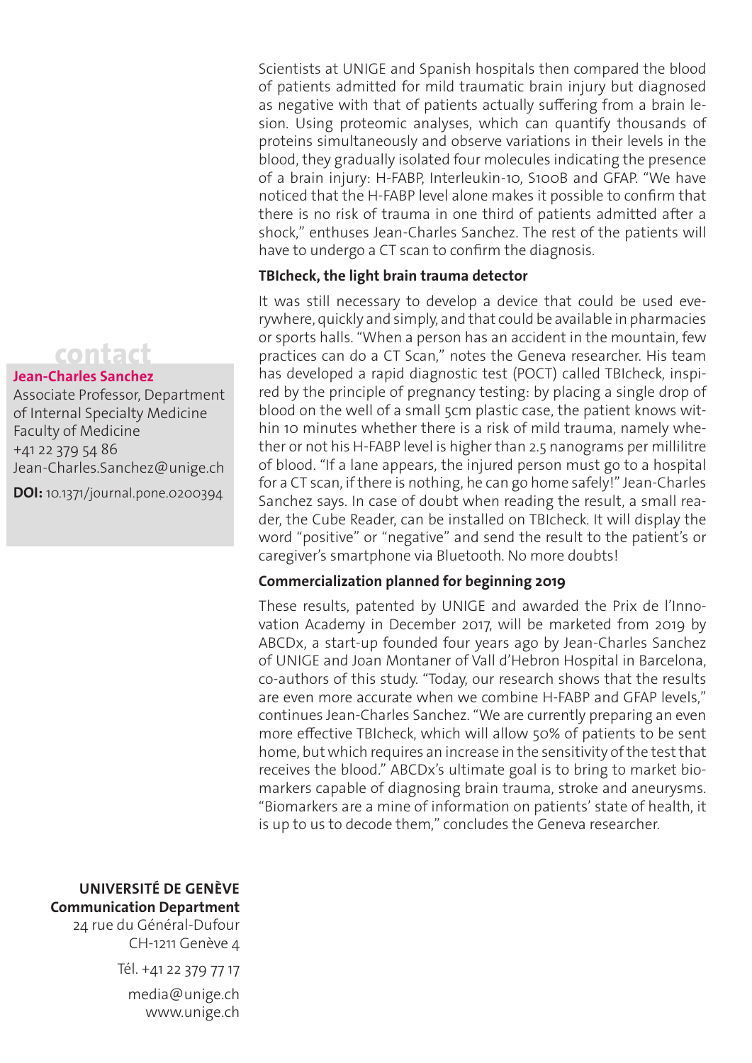Scientists at UNIGE and Spanish hospitals then compared the blood of patients admitted for mild traumatic brain injury but diagnosed as negative with that of patients actually suffering from a brain lesion. Using proteomic analyses, which can quantify thousands of proteins simultaneously and observe variations in their levels in the blood, they gradually isolated four molecules indicating the presence of a brain injury: H-FABP, Interleukin-10, S100B and GFAP. "We have noticed that the H-FABP level alone makes it possible to confirm that there is no risk of trauma in one third of patients admitted after a shock," enthuses Jean-Charles Sanchez. The rest of the patients will have to undergo a CT scan to confirm the diagnosis.

### TBIcheck, the light brain trauma detector

It was still necessary to develop a device that could be used everywhere, quickly and simply, and that could be available in pharmacies or sports halls. "When a person has an accident in the mountain, few practices can do a CT Scan," notes the Geneva researcher. His team has developed a rapid diagnostic test (POCT) called TBIcheck, inspired by the principle of pregnancy testing: by placing a single drop of blood on the well of a small 5cm plastic case, the patient knows within 10 minutes whether there is a risk of mild trauma, namely whether or not his H-FABP level is higher than 2.5 nanograms per millilitre of blood. "If a lane appears, the injured person must go to a hospital for a CT scan, if there is nothing, he can go home safely!" Jean-Charles Sanchez says. In case of doubt when reading the result, a small reader, the Cube Reader, can be installed on TBIcheck. It will display the word "positive" or "negative" and send the result to the patient's or caregiver's smartphone via Bluetooth. No more doubts!

### Commercialization planned for beginning 2019

These results, patented by UNIGE and awarded the Prix de l'Innovation Academy in December 2017, will be marketed from 2019 by ABCDx, a start-up founded four years ago by Jean-Charles Sanchez of UNIGE and Joan Montaner of Vall d'Hebron Hospital in Barcelona, co-authors of this study. "Today, our research shows that the results are even more accurate when we combine H-FABP and GFAP levels," continues Jean-Charles Sanchez. "We are currently preparing an even more effective TBIcheck, which will allow 50% of patients to be sent home, but which requires an increase in the sensitivity of the test that receives the blood." ABCDx's ultimate goal is to bring to market biomarkers capable of diagnosing brain trauma, stroke and aneurysms. "Biomarkers are a mine of information on patients' state of health, it is up to us to decode them," concludes the Geneva researcher.

## contact

**Jean-Charles Sanchez**
Associate Professor, Department of Internal Specialty Medicine
Faculty of Medicine
+41 22 379 54 86
Jean-Charles.Sanchez@unige.ch

**DOI:** 10.1371/journal.pone.0200394

**UNIVERSITÉ DE GENÈVE**
**Communication Department**
24 rue du Général-Dufour
CH-1211 Genève 4

Tél. +41 22 379 77 17

media@unige.ch
www.unige.ch